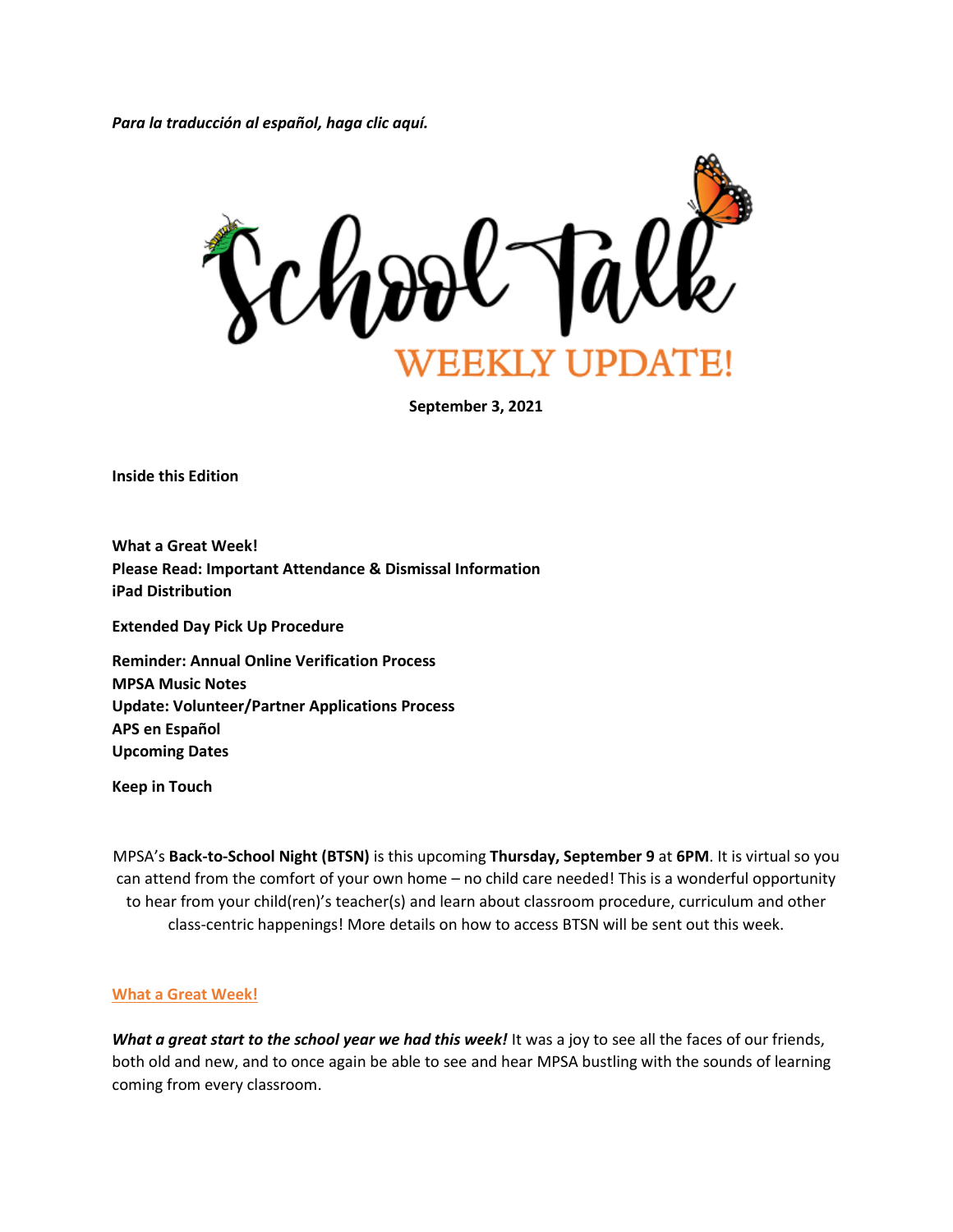*Para la traducción al español, haga clic aquí.*

# School Talk

## WEEKLY UPDATE!

**September 3, 2021**

**Inside this Edition**

**What a Great Week!**
**Please Read: Important Attendance & Dismissal Information**
**iPad Distribution**

**Extended Day Pick Up Procedure**

**Reminder: Annual Online Verification Process**
**MPSA Music Notes**
**Update: Volunteer/Partner Applications Process**
**APS en Español**
**Upcoming Dates**

**Keep in Touch**

MPSA's **Back-to-School Night (BTSN)** is this upcoming **Thursday, September 9** at **6PM**. It is virtual so you can attend from the comfort of your own home – no child care needed! This is a wonderful opportunity to hear from your child(ren)'s teacher(s) and learn about classroom procedure, curriculum and other class-centric happenings! More details on how to access BTSN will be sent out this week.

### What a Great Week!

***What a great start to the school year we had this week!*** It was a joy to see all the faces of our friends, both old and new, and to once again be able to see and hear MPSA bustling with the sounds of learning coming from every classroom.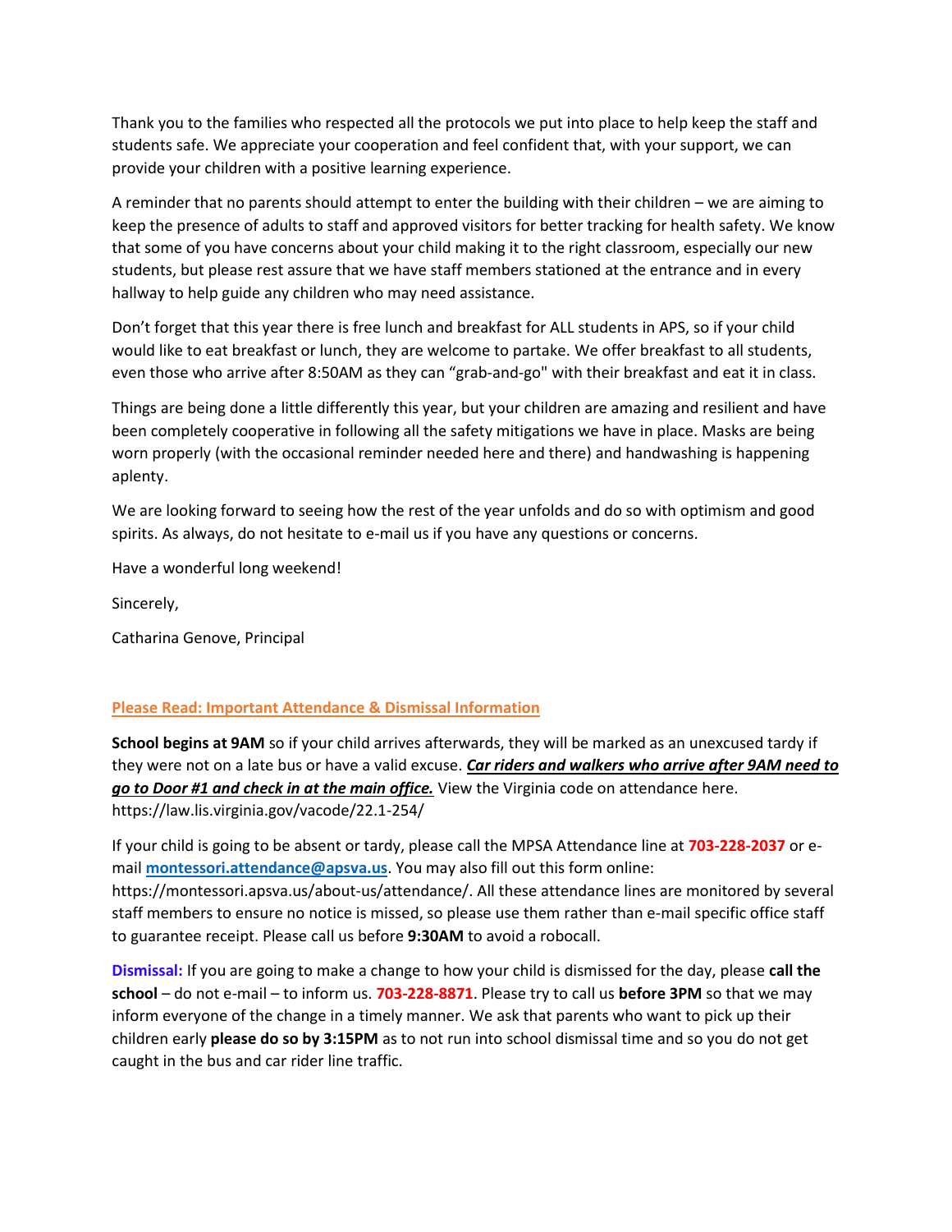Thank you to the families who respected all the protocols we put into place to help keep the staff and students safe. We appreciate your cooperation and feel confident that, with your support, we can provide your children with a positive learning experience.

A reminder that no parents should attempt to enter the building with their children – we are aiming to keep the presence of adults to staff and approved visitors for better tracking for health safety. We know that some of you have concerns about your child making it to the right classroom, especially our new students, but please rest assure that we have staff members stationed at the entrance and in every hallway to help guide any children who may need assistance.

Don't forget that this year there is free lunch and breakfast for ALL students in APS, so if your child would like to eat breakfast or lunch, they are welcome to partake. We offer breakfast to all students, even those who arrive after 8:50AM as they can "grab-and-go" with their breakfast and eat it in class.

Things are being done a little differently this year, but your children are amazing and resilient and have been completely cooperative in following all the safety mitigations we have in place. Masks are being worn properly (with the occasional reminder needed here and there) and handwashing is happening aplenty.

We are looking forward to seeing how the rest of the year unfolds and do so with optimism and good spirits. As always, do not hesitate to e-mail us if you have any questions or concerns.

Have a wonderful long weekend!

Sincerely,

Catharina Genove, Principal

## Please Read: Important Attendance & Dismissal Information

**School begins at 9AM** so if your child arrives afterwards, they will be marked as an unexcused tardy if they were not on a late bus or have a valid excuse. ***Car riders and walkers who arrive after 9AM need to go to Door #1 and check in at the main office.*** View the Virginia code on attendance here. https://law.lis.virginia.gov/vacode/22.1-254/

If your child is going to be absent or tardy, please call the MPSA Attendance line at **703-228-2037** or e-mail **montessori.attendance@apsva.us**. You may also fill out this form online: https://montessori.apsva.us/about-us/attendance/. All these attendance lines are monitored by several staff members to ensure no notice is missed, so please use them rather than e-mail specific office staff to guarantee receipt. Please call us before **9:30AM** to avoid a robocall.

**Dismissal:** If you are going to make a change to how your child is dismissed for the day, please **call the school** – do not e-mail – to inform us. **703-228-8871**. Please try to call us **before 3PM** so that we may inform everyone of the change in a timely manner. We ask that parents who want to pick up their children early **please do so by 3:15PM** as to not run into school dismissal time and so you do not get caught in the bus and car rider line traffic.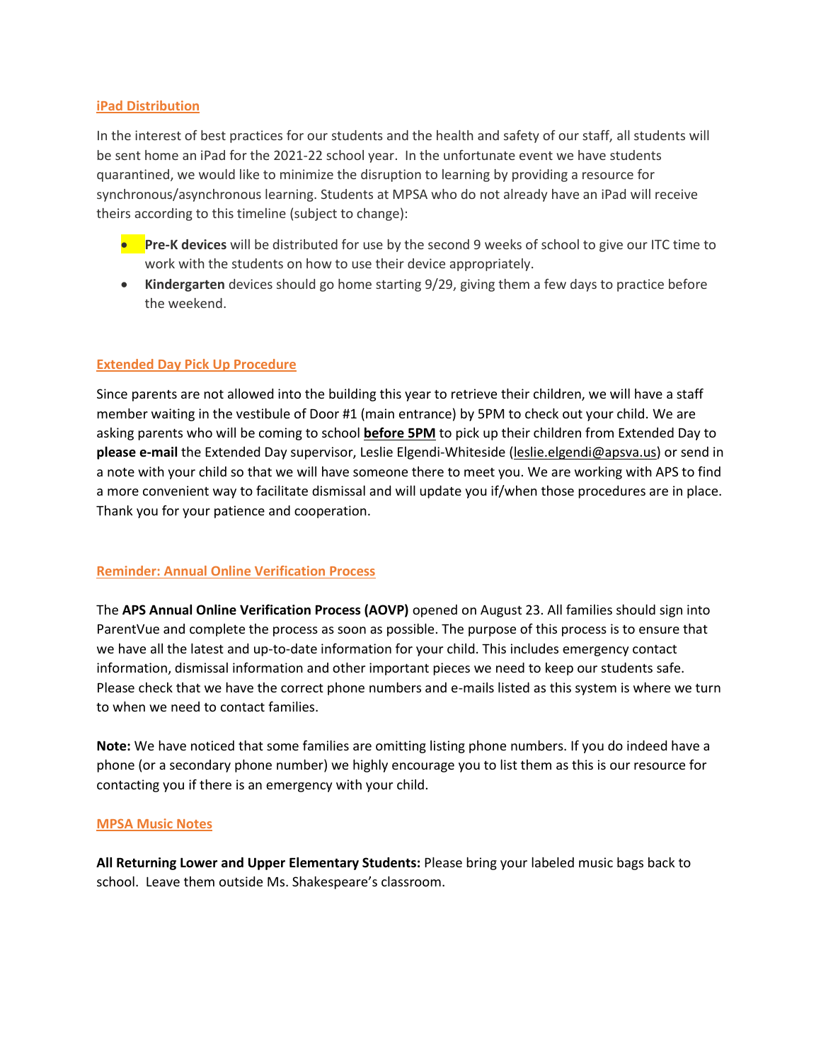## iPad Distribution

In the interest of best practices for our students and the health and safety of our staff, all students will be sent home an iPad for the 2021-22 school year. In the unfortunate event we have students quarantined, we would like to minimize the disruption to learning by providing a resource for synchronous/asynchronous learning. Students at MPSA who do not already have an iPad will receive theirs according to this timeline (subject to change):

- **Pre-K devices** will be distributed for use by the second 9 weeks of school to give our ITC time to work with the students on how to use their device appropriately.
- **Kindergarten** devices should go home starting 9/29, giving them a few days to practice before the weekend.

## Extended Day Pick Up Procedure

Since parents are not allowed into the building this year to retrieve their children, we will have a staff member waiting in the vestibule of Door #1 (main entrance) by 5PM to check out your child. We are asking parents who will be coming to school **before 5PM** to pick up their children from Extended Day to **please e-mail** the Extended Day supervisor, Leslie Elgendi-Whiteside (leslie.elgendi@apsva.us) or send in a note with your child so that we will have someone there to meet you. We are working with APS to find a more convenient way to facilitate dismissal and will update you if/when those procedures are in place. Thank you for your patience and cooperation.

## Reminder: Annual Online Verification Process

The **APS Annual Online Verification Process (AOVP)** opened on August 23. All families should sign into ParentVue and complete the process as soon as possible. The purpose of this process is to ensure that we have all the latest and up-to-date information for your child. This includes emergency contact information, dismissal information and other important pieces we need to keep our students safe. Please check that we have the correct phone numbers and e-mails listed as this system is where we turn to when we need to contact families.

**Note:** We have noticed that some families are omitting listing phone numbers. If you do indeed have a phone (or a secondary phone number) we highly encourage you to list them as this is our resource for contacting you if there is an emergency with your child.

## MPSA Music Notes

**All Returning Lower and Upper Elementary Students:** Please bring your labeled music bags back to school. Leave them outside Ms. Shakespeare's classroom.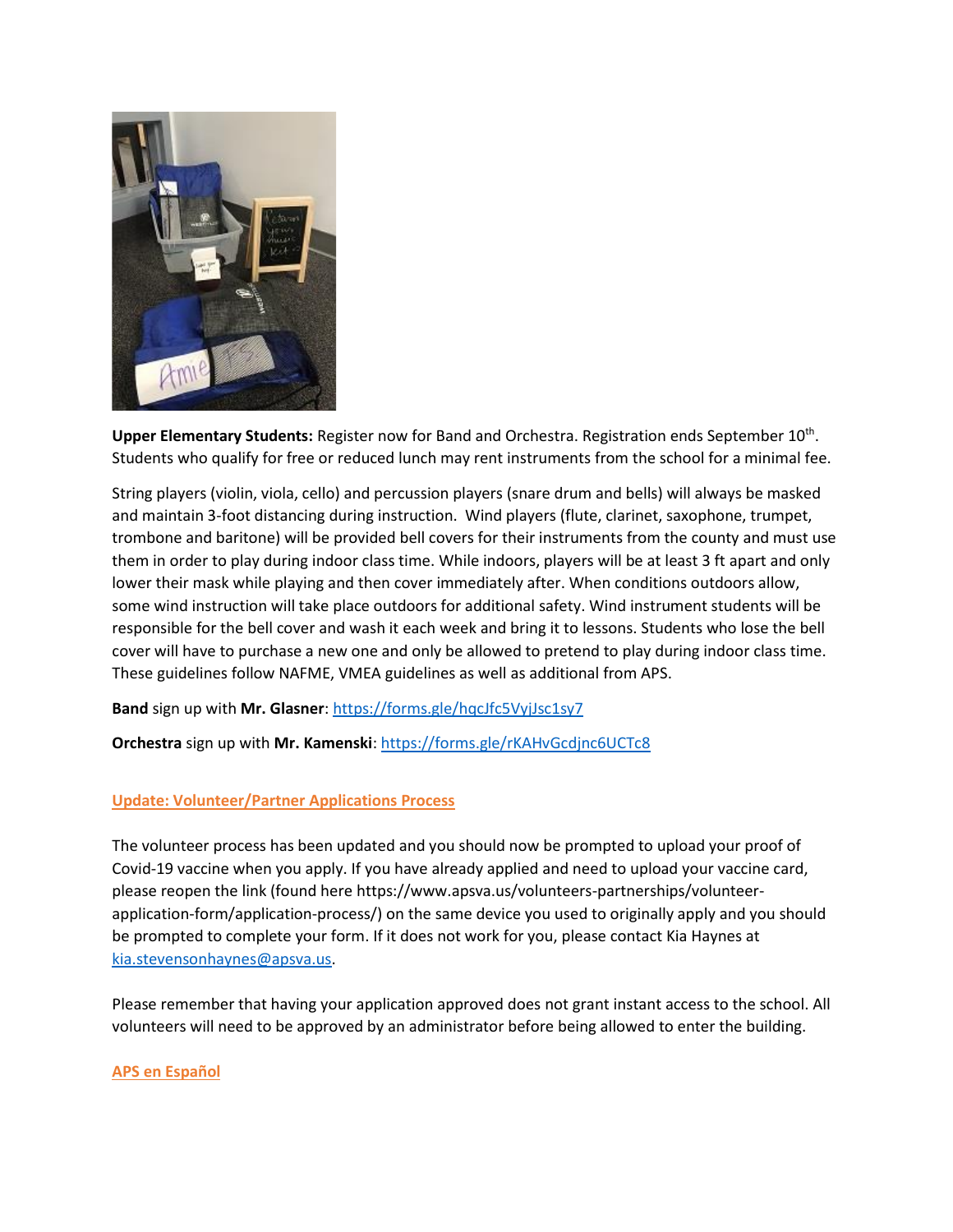**Upper Elementary Students:** Register now for Band and Orchestra. Registration ends September 10th. Students who qualify for free or reduced lunch may rent instruments from the school for a minimal fee.

String players (violin, viola, cello) and percussion players (snare drum and bells) will always be masked and maintain 3-foot distancing during instruction. Wind players (flute, clarinet, saxophone, trumpet, trombone and baritone) will be provided bell covers for their instruments from the county and must use them in order to play during indoor class time. While indoors, players will be at least 3 ft apart and only lower their mask while playing and then cover immediately after. When conditions outdoors allow, some wind instruction will take place outdoors for additional safety. Wind instrument students will be responsible for the bell cover and wash it each week and bring it to lessons. Students who lose the bell cover will have to purchase a new one and only be allowed to pretend to play during indoor class time. These guidelines follow NAFME, VMEA guidelines as well as additional from APS.

**Band** sign up with **Mr. Glasner**: https://forms.gle/hqcJfc5VyjJsc1sy7

**Orchestra** sign up with **Mr. Kamenski**: https://forms.gle/rKAHvGcdjnc6UCTc8

**Update: Volunteer/Partner Applications Process**

The volunteer process has been updated and you should now be prompted to upload your proof of Covid-19 vaccine when you apply. If you have already applied and need to upload your vaccine card, please reopen the link (found here https://www.apsva.us/volunteers-partnerships/volunteer-application-form/application-process/) on the same device you used to originally apply and you should be prompted to complete your form. If it does not work for you, please contact Kia Haynes at kia.stevensonhaynes@apsva.us.

Please remember that having your application approved does not grant instant access to the school. All volunteers will need to be approved by an administrator before being allowed to enter the building.

**APS en Español**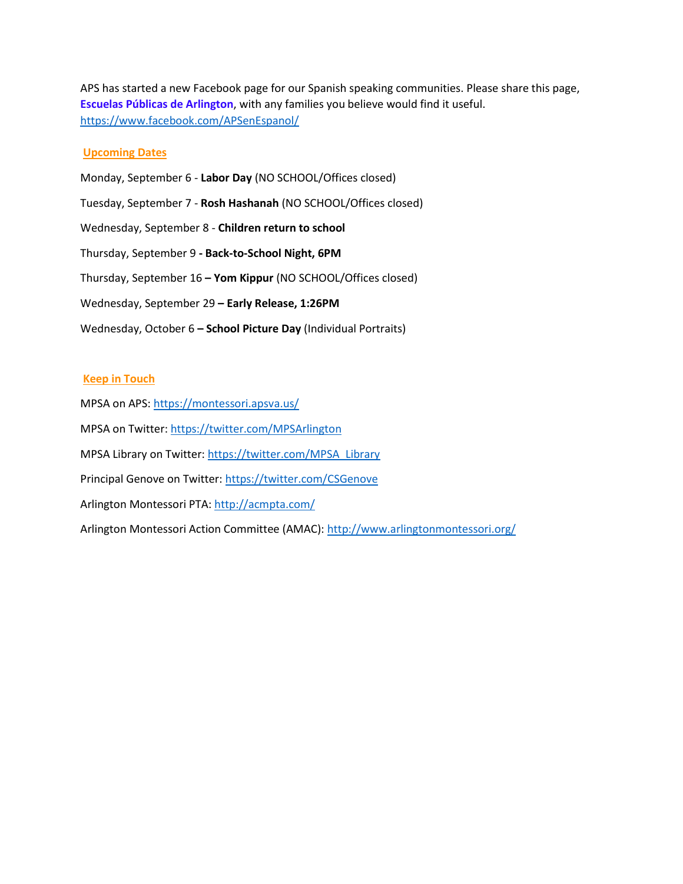APS has started a new Facebook page for our Spanish speaking communities. Please share this page, **Escuelas Públicas de Arlington**, with any families you believe would find it useful. https://www.facebook.com/APSenEspanol/

## Upcoming Dates

Monday, September 6 - **Labor Day** (NO SCHOOL/Offices closed)

Tuesday, September 7 - **Rosh Hashanah** (NO SCHOOL/Offices closed)

Wednesday, September 8 - **Children return to school**

Thursday, September 9 **- Back-to-School Night, 6PM**

Thursday, September 16 **– Yom Kippur** (NO SCHOOL/Offices closed)

Wednesday, September 29 **– Early Release, 1:26PM**

Wednesday, October 6 **– School Picture Day** (Individual Portraits)

## Keep in Touch

MPSA on APS: https://montessori.apsva.us/

MPSA on Twitter: https://twitter.com/MPSArlington

MPSA Library on Twitter: https://twitter.com/MPSA_Library

Principal Genove on Twitter: https://twitter.com/CSGenove

Arlington Montessori PTA: http://acmpta.com/

Arlington Montessori Action Committee (AMAC): http://www.arlingtonmontessori.org/